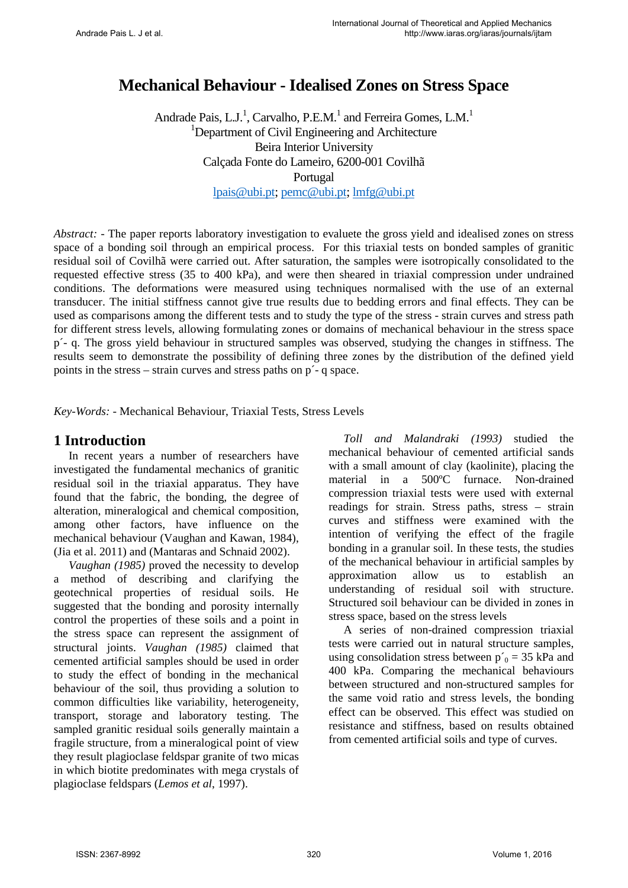# Mechanical Behaviour - Idealised Zones on Stress Space

Andrade Pais, L.J.[1], Carvalho, P.E.M.[1] and Ferreira Gomes, L.M.[1]

[1]Department of Civil Engineering and Architecture
Beira Interior University
Calçada Fonte do Lameiro, 6200-001 Covilhã
Portugal
lpais@ubi.pt; pemc@ubi.pt; lmfg@ubi.pt

*Abstract:* - The paper reports laboratory investigation to evaluete the gross yield and idealised zones on stress space of a bonding soil through an empirical process. For this triaxial tests on bonded samples of granitic residual soil of Covilhã were carried out. After saturation, the samples were isotropically consolidated to the requested effective stress (35 to 400 kPa), and were then sheared in triaxial compression under undrained conditions. The deformations were measured using techniques normalised with the use of an external transducer. The initial stiffness cannot give true results due to bedding errors and final effects. They can be used as comparisons among the different tests and to study the type of the stress - strain curves and stress path for different stress levels, allowing formulating zones or domains of mechanical behaviour in the stress space p´- q. The gross yield behaviour in structured samples was observed, studying the changes in stiffness. The results seem to demonstrate the possibility of defining three zones by the distribution of the defined yield points in the stress – strain curves and stress paths on p´- q space.

*Key-Words:* - Mechanical Behaviour, Triaxial Tests, Stress Levels

## 1 Introduction

In recent years a number of researchers have investigated the fundamental mechanics of granitic residual soil in the triaxial apparatus. They have found that the fabric, the bonding, the degree of alteration, mineralogical and chemical composition, among other factors, have influence on the mechanical behaviour (Vaughan and Kawan, 1984), (Jia et al. 2011) and (Mantaras and Schnaid 2002).

*Vaughan (1985)* proved the necessity to develop a method of describing and clarifying the geotechnical properties of residual soils. He suggested that the bonding and porosity internally control the properties of these soils and a point in the stress space can represent the assignment of structural joints. *Vaughan (1985)* claimed that cemented artificial samples should be used in order to study the effect of bonding in the mechanical behaviour of the soil, thus providing a solution to common difficulties like variability, heterogeneity, transport, storage and laboratory testing. The sampled granitic residual soils generally maintain a fragile structure, from a mineralogical point of view they result plagioclase feldspar granite of two micas in which biotite predominates with mega crystals of plagioclase feldspars (*Lemos et al*, 1997).

*Toll and Malandraki (1993)* studied the mechanical behaviour of cemented artificial sands with a small amount of clay (kaolinite), placing the material in a 500ºC furnace. Non-drained compression triaxial tests were used with external readings for strain. Stress paths, stress – strain curves and stiffness were examined with the intention of verifying the effect of the fragile bonding in a granular soil. In these tests, the studies of the mechanical behaviour in artificial samples by approximation allow us to establish an understanding of residual soil with structure. Structured soil behaviour can be divided in zones in stress space, based on the stress levels

A series of non-drained compression triaxial tests were carried out in natural structure samples, using consolidation stress between $p´_0 = 35$ kPa and 400 kPa. Comparing the mechanical behaviours between structured and non-structured samples for the same void ratio and stress levels, the bonding effect can be observed. This effect was studied on resistance and stiffness, based on results obtained from cemented artificial soils and type of curves.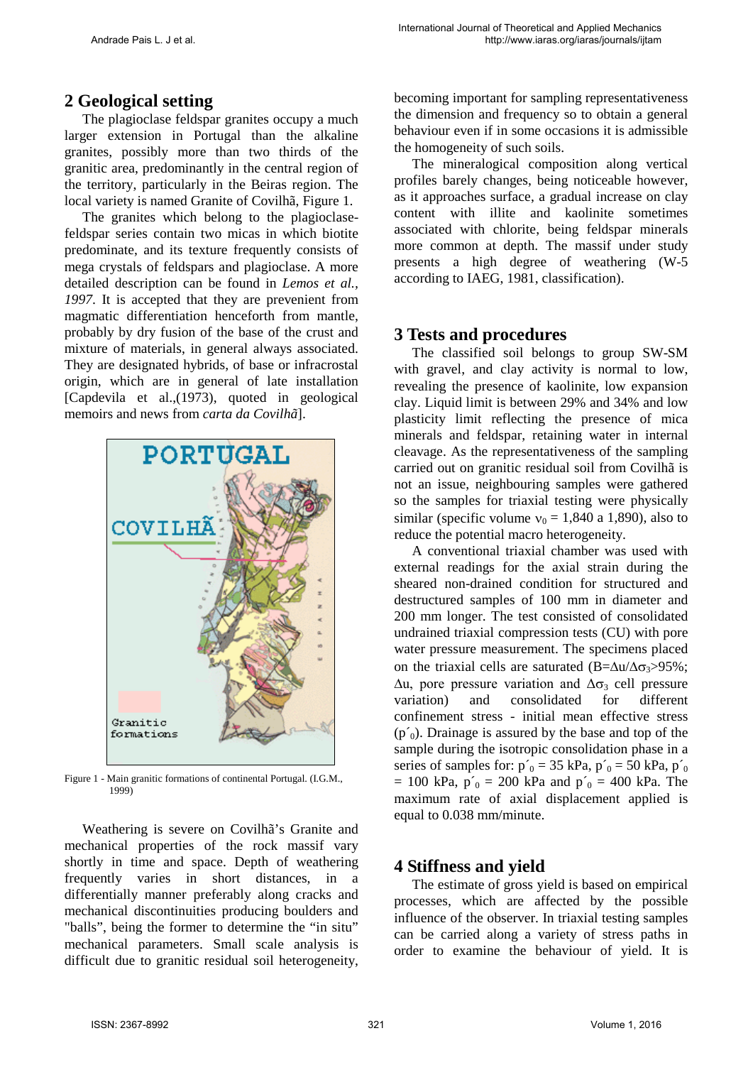## 2 Geological setting

The plagioclase feldspar granites occupy a much larger extension in Portugal than the alkaline granites, possibly more than two thirds of the granitic area, predominantly in the central region of the territory, particularly in the Beiras region. The local variety is named Granite of Covilhã, Figure 1.

The granites which belong to the plagioclase-feldspar series contain two micas in which biotite predominate, and its texture frequently consists of mega crystals of feldspars and plagioclase. A more detailed description can be found in *Lemos et al., 1997*. It is accepted that they are prevenient from magmatic differentiation henceforth from mantle, probably by dry fusion of the base of the crust and mixture of materials, in general always associated. They are designated hybrids, of base or infracrostal origin, which are in general of late installation [Capdevila et al.,(1973), quoted in geological memoirs and news from *carta da Covilhã*].

Figure 1 - Main granitic formations of continental Portugal. (I.G.M., 1999)

Weathering is severe on Covilhã's Granite and mechanical properties of the rock massif vary shortly in time and space. Depth of weathering frequently varies in short distances, in a differentially manner preferably along cracks and mechanical discontinuities producing boulders and "balls", being the former to determine the "in situ" mechanical parameters. Small scale analysis is difficult due to granitic residual soil heterogeneity, becoming important for sampling representativeness the dimension and frequency so to obtain a general behaviour even if in some occasions it is admissible the homogeneity of such soils.

The mineralogical composition along vertical profiles barely changes, being noticeable however, as it approaches surface, a gradual increase on clay content with illite and kaolinite sometimes associated with chlorite, being feldspar minerals more common at depth. The massif under study presents a high degree of weathering (W-5 according to IAEG, 1981, classification).

## 3 Tests and procedures

The classified soil belongs to group SW-SM with gravel, and clay activity is normal to low, revealing the presence of kaolinite, low expansion clay. Liquid limit is between 29% and 34% and low plasticity limit reflecting the presence of mica minerals and feldspar, retaining water in internal cleavage. As the representativeness of the sampling carried out on granitic residual soil from Covilhã is not an issue, neighbouring samples were gathered so the samples for triaxial testing were physically similar (specific volume $\nu_0$ = 1,840 a 1,890), also to reduce the potential macro heterogeneity.

A conventional triaxial chamber was used with external readings for the axial strain during the sheared non-drained condition for structured and destructured samples of 100 mm in diameter and 200 mm longer. The test consisted of consolidated undrained triaxial compression tests (CU) with pore water pressure measurement. The specimens placed on the triaxial cells are saturated ($B=\Delta u/\Delta\sigma_3>95\%$; $\Delta u$, pore pressure variation and $\Delta\sigma_3$ cell pressure variation) and consolidated for different confinement stress - initial mean effective stress ($p'_0$). Drainage is assured by the base and top of the sample during the isotropic consolidation phase in a series of samples for: $p'_0$ = 35 kPa, $p'_0$ = 50 kPa, $p'_0$ = 100 kPa, $p'_0$ = 200 kPa and $p'_0$ = 400 kPa. The maximum rate of axial displacement applied is equal to 0.038 mm/minute.

## 4 Stiffness and yield

The estimate of gross yield is based on empirical processes, which are affected by the possible influence of the observer. In triaxial testing samples can be carried along a variety of stress paths in order to examine the behaviour of yield. It is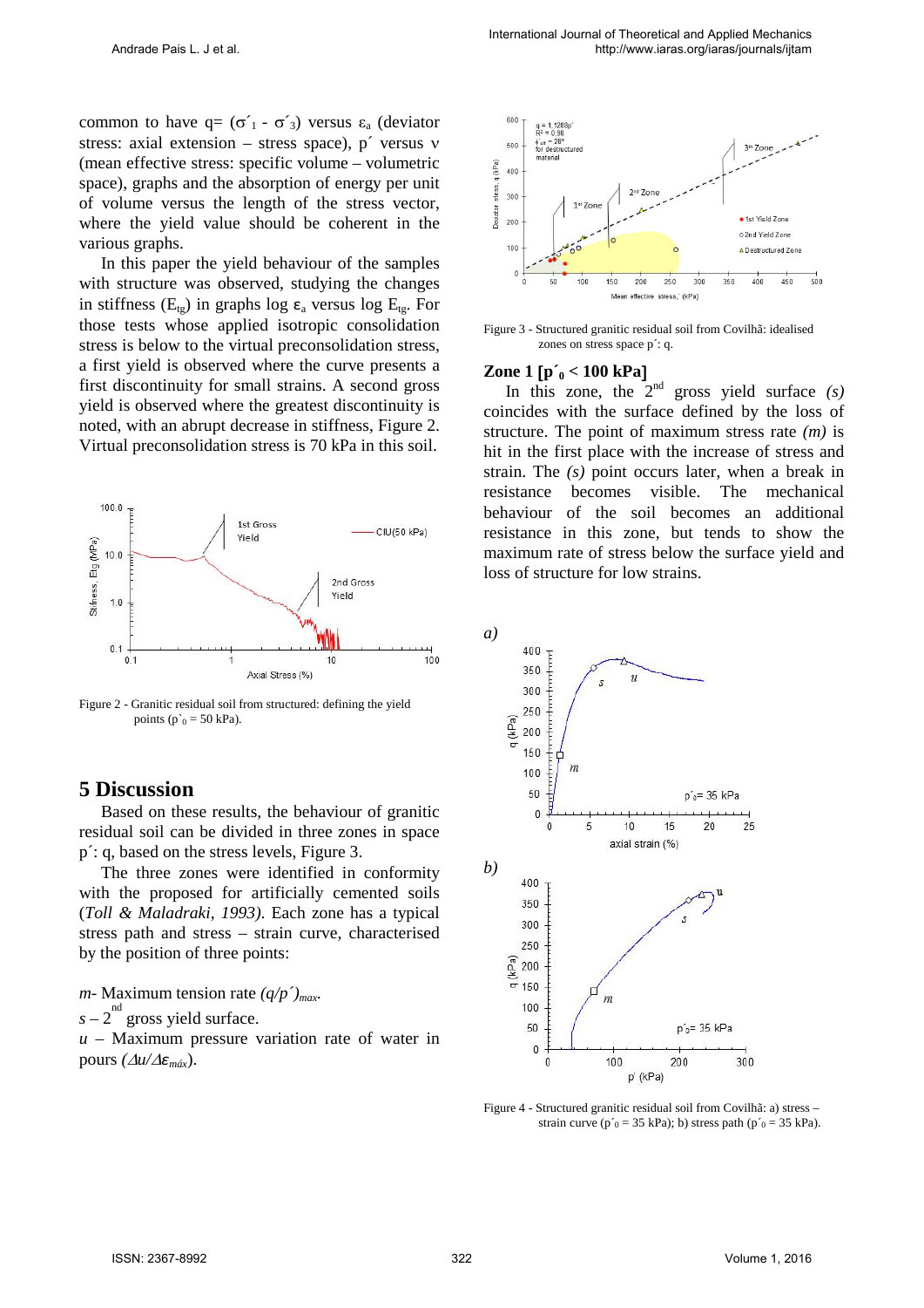common to have q= $(\sigma'_1 - \sigma'_3)$ versus $\varepsilon_a$ (deviator stress: axial extension – stress space), p´ versus ν (mean effective stress: specific volume – volumetric space), graphs and the absorption of energy per unit of volume versus the length of the stress vector, where the yield value should be coherent in the various graphs.

In this paper the yield behaviour of the samples with structure was observed, studying the changes in stiffness ($E_{tg}$) in graphs log $\varepsilon_a$ versus log $E_{tg}$. For those tests whose applied isotropic consolidation stress is below to the virtual preconsolidation stress, a first yield is observed where the curve presents a first discontinuity for small strains. A second gross yield is observed where the greatest discontinuity is noted, with an abrupt decrease in stiffness, Figure 2. Virtual preconsolidation stress is 70 kPa in this soil.

Figure 2 - Granitic residual soil from structured: defining the yield points ($p'_0 = 50$ kPa).

## 5 Discussion

Based on these results, the behaviour of granitic residual soil can be divided in three zones in space p´: q, based on the stress levels, Figure 3.

The three zones were identified in conformity with the proposed for artificially cemented soils (*Toll & Maladraki, 1993)*. Each zone has a typical stress path and stress – strain curve, characterised by the position of three points:

*m*- Maximum tension rate $(q/p')_{max}$.

*s* – 2[nd] gross yield surface.

*u* – Maximum pressure variation rate of water in pours $(\Delta u/\Delta\varepsilon_{máx})$.

Figure 3 - Structured granitic residual soil from Covilhã: idealised zones on stress space p´: q.

### Zone 1 [$p'_0 < 100$ kPa]

In this zone, the 2[nd] gross yield surface *(s)* coincides with the surface defined by the loss of structure. The point of maximum stress rate *(m)* is hit in the first place with the increase of stress and strain. The *(s)* point occurs later, when a break in resistance becomes visible. The mechanical behaviour of the soil becomes an additional resistance in this zone, but tends to show the maximum rate of stress below the surface yield and loss of structure for low strains.

Figure 4 - Structured granitic residual soil from Covilhã: a) stress – strain curve ($p'_0 = 35$ kPa); b) stress path ($p'_0 = 35$ kPa).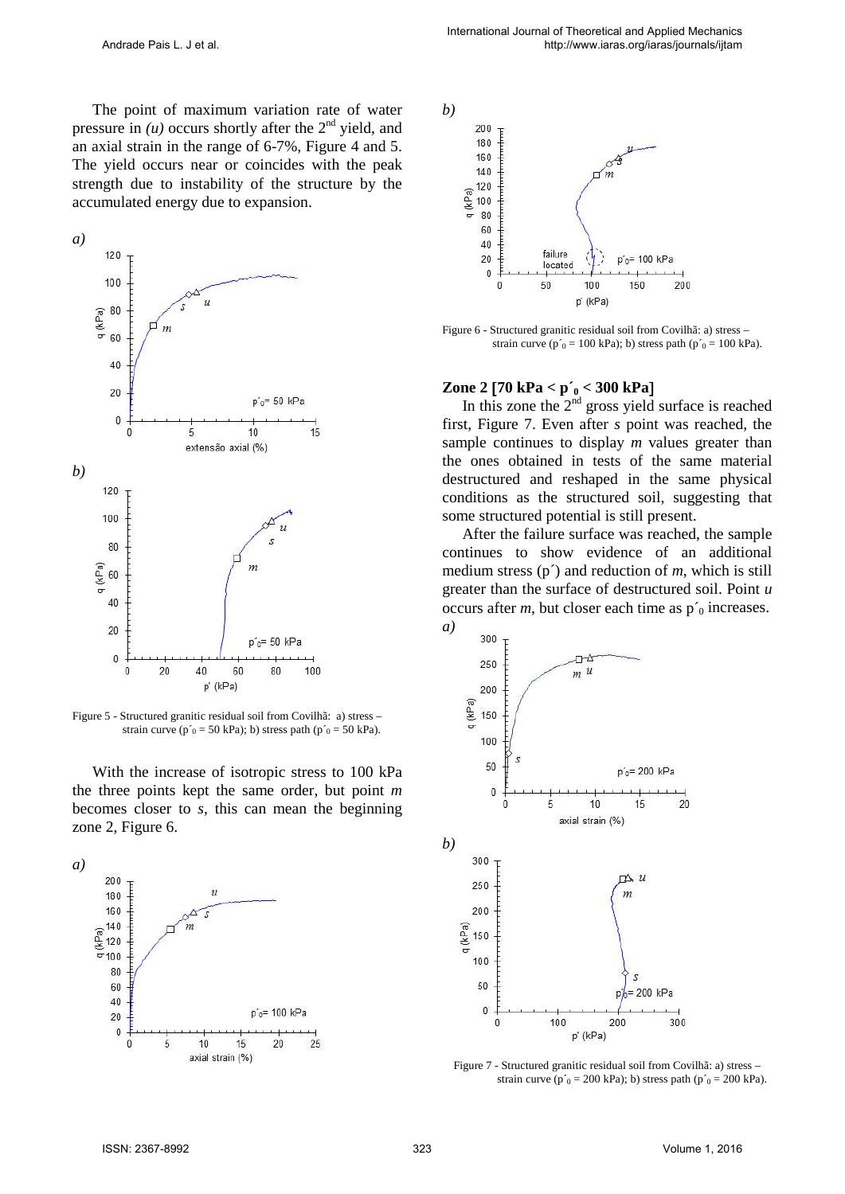The point of maximum variation rate of water pressure in *(u)* occurs shortly after the 2nd yield, and an axial strain in the range of 6-7%, Figure 4 and 5. The yield occurs near or coincides with the peak strength due to instability of the structure by the accumulated energy due to expansion.

Figure 5 - Structured granitic residual soil from Covilhã: a) stress – strain curve ($p'_0 = 50$ kPa); b) stress path ($p'_0 = 50$ kPa).

With the increase of isotropic stress to 100 kPa the three points kept the same order, but point *m* becomes closer to *s*, this can mean the beginning zone 2, Figure 6.

Figure 6 - Structured granitic residual soil from Covilhã: a) stress – strain curve ($p'_0 = 100$ kPa); b) stress path ($p'_0 = 100$ kPa).

### Zone 2 [70 kPa < $p'_0$ < 300 kPa]

In this zone the 2nd gross yield surface is reached first, Figure 7. Even after *s* point was reached, the sample continues to display *m* values greater than the ones obtained in tests of the same material destructured and reshaped in the same physical conditions as the structured soil, suggesting that some structured potential is still present.

After the failure surface was reached, the sample continues to show evidence of an additional medium stress (p´) and reduction of *m*, which is still greater than the surface of destructured soil. Point *u* occurs after *m*, but closer each time as $p'_0$ increases.

Figure 7 - Structured granitic residual soil from Covilhã: a) stress – strain curve ($p'_0 = 200$ kPa); b) stress path ($p'_0 = 200$ kPa).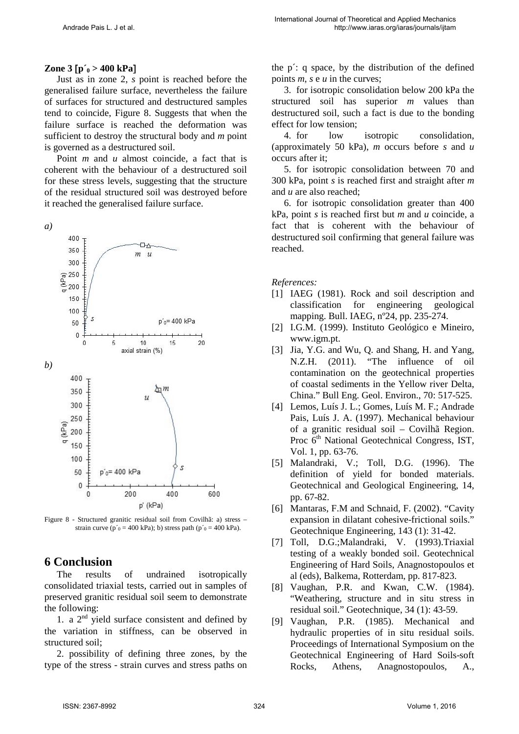**Zone 3 [$p'_0 > 400$ kPa]**

Just as in zone 2, *s* point is reached before the generalised failure surface, nevertheless the failure of surfaces for structured and destructured samples tend to coincide, Figure 8. Suggests that when the failure surface is reached the deformation was sufficient to destroy the structural body and *m* point is governed as a destructured soil.

Point *m* and *u* almost coincide, a fact that is coherent with the behaviour of a destructured soil for these stress levels, suggesting that the structure of the residual structured soil was destroyed before it reached the generalised failure surface.

Figure 8 - Structured granitic residual soil from Covilhã: a) stress – strain curve ($p'_0 = 400$ kPa); b) stress path ($p'_0 = 400$ kPa).

## 6 Conclusion

The results of undrained isotropically consolidated triaxial tests, carried out in samples of preserved granitic residual soil seem to demonstrate the following:

1. a 2nd yield surface consistent and defined by the variation in stiffness, can be observed in structured soil;

2. possibility of defining three zones, by the type of the stress - strain curves and stress paths on the p´: q space, by the distribution of the defined points *m*, *s* e *u* in the curves;

3. for isotropic consolidation below 200 kPa the structured soil has superior *m* values than destructured soil, such a fact is due to the bonding effect for low tension;

4. for low isotropic consolidation, (approximately 50 kPa), *m* occurs before *s* and *u* occurs after it;

5. for isotropic consolidation between 70 and 300 kPa, point *s* is reached first and straight after *m* and *u* are also reached;

6. for isotropic consolidation greater than 400 kPa, point *s* is reached first but *m* and *u* coincide, a fact that is coherent with the behaviour of destructured soil confirming that general failure was reached.

*References:*

[1] IAEG (1981). Rock and soil description and classification for engineering geological mapping. Bull. IAEG, nº24, pp. 235-274.

[2] I.G.M. (1999). Instituto Geológico e Mineiro, www.igm.pt.

[3] Jia, Y.G. and Wu, Q. and Shang, H. and Yang, N.Z.H. (2011). "The influence of oil contamination on the geotechnical properties of coastal sediments in the Yellow river Delta, China." Bull Eng. Geol. Environ., 70: 517-525.

[4] Lemos, Luís J. L.; Gomes, Luís M. F.; Andrade Pais, Luís J. A. (1997). Mechanical behaviour of a granitic residual soil – Covilhã Region. Proc 6th National Geotechnical Congress, IST, Vol. 1, pp. 63-76.

[5] Malandraki, V.; Toll, D.G. (1996). The definition of yield for bonded materials. Geotechnical and Geological Engineering, 14, pp. 67-82.

[6] Mantaras, F.M and Schnaid, F. (2002). "Cavity expansion in dilatant cohesive-frictional soils." Geotechnique Engineering, 143 (1): 31-42.

[7] Toll, D.G.;Malandraki, V. (1993).Triaxial testing of a weakly bonded soil. Geotechnical Engineering of Hard Soils, Anagnostopoulos et al (eds), Balkema, Rotterdam, pp. 817-823.

[8] Vaughan, P.R. and Kwan, C.W. (1984). "Weathering, structure and in situ stress in residual soil." Geotechnique, 34 (1): 43-59.

[9] Vaughan, P.R. (1985). Mechanical and hydraulic properties of in situ residual soils. Proceedings of International Symposium on the Geotechnical Engineering of Hard Soils-soft Rocks, Athens, Anagnostopoulos, A.,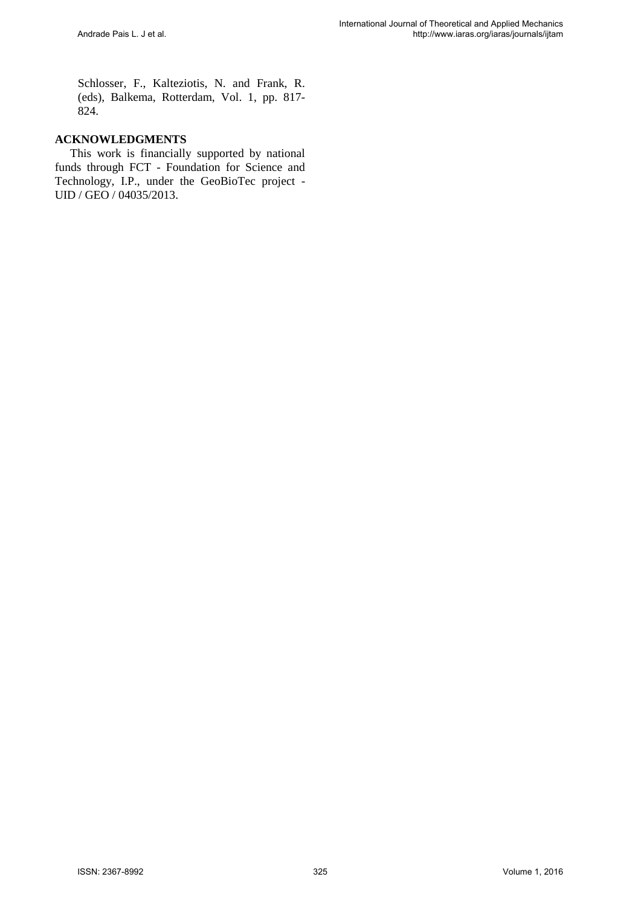Schlosser, F., Kalteziotis, N. and Frank, R. (eds), Balkema, Rotterdam, Vol. 1, pp. 817-824.

## ACKNOWLEDGMENTS

This work is financially supported by national funds through FCT - Foundation for Science and Technology, I.P., under the GeoBioTec project - UID / GEO / 04035/2013.